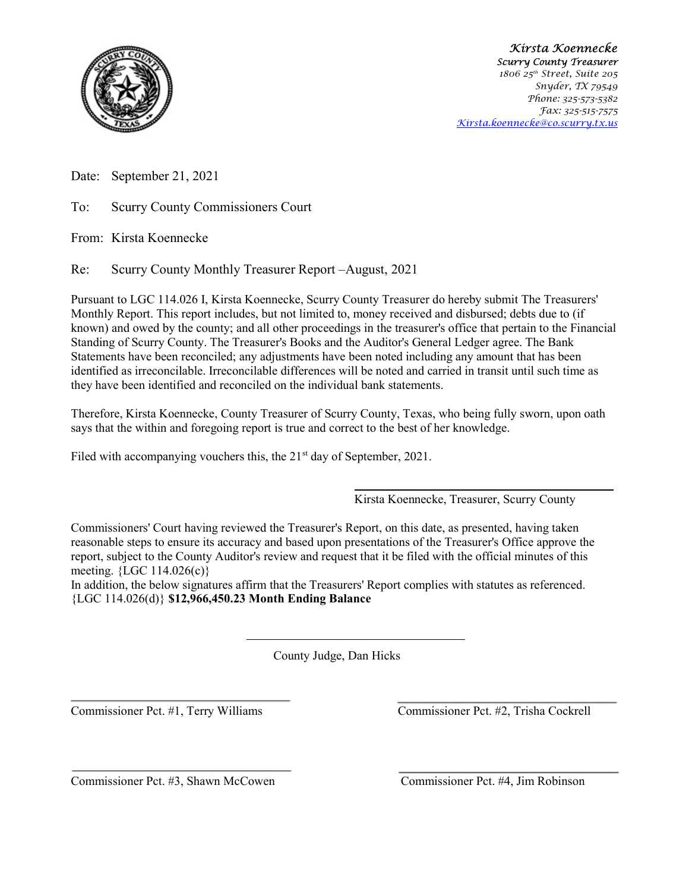*Kirsta Koennecke*
*Scurry County Treasurer*
*1806 25th Street, Suite 205*
*Snyder, TX 79549*
*Phone: 325-573-5382*
*Fax: 325-515-7575*
*Kirsta.koennecke@co.scurry.tx.us*

Date: September 21, 2021

To: Scurry County Commissioners Court

From: Kirsta Koennecke

Re: Scurry County Monthly Treasurer Report –August, 2021

Pursuant to LGC 114.026 I, Kirsta Koennecke, Scurry County Treasurer do hereby submit The Treasurers' Monthly Report. This report includes, but not limited to, money received and disbursed; debts due to (if known) and owed by the county; and all other proceedings in the treasurer's office that pertain to the Financial Standing of Scurry County. The Treasurer's Books and the Auditor's General Ledger agree. The Bank Statements have been reconciled; any adjustments have been noted including any amount that has been identified as irreconcilable. Irreconcilable differences will be noted and carried in transit until such time as they have been identified and reconciled on the individual bank statements.

Therefore, Kirsta Koennecke, County Treasurer of Scurry County, Texas, who being fully sworn, upon oath says that the within and foregoing report is true and correct to the best of her knowledge.

Filed with accompanying vouchers this, the 21st day of September, 2021.

Kirsta Koennecke, Treasurer, Scurry County

Commissioners' Court having reviewed the Treasurer's Report, on this date, as presented, having taken reasonable steps to ensure its accuracy and based upon presentations of the Treasurer's Office approve the report, subject to the County Auditor's review and request that it be filed with the official minutes of this meeting. {LGC 114.026(c)}
In addition, the below signatures affirm that the Treasurers' Report complies with statutes as referenced. {LGC 114.026(d)} **$12,966,450.23 Month Ending Balance**

County Judge, Dan Hicks

Commissioner Pct. #1, Terry Williams

Commissioner Pct. #2, Trisha Cockrell

Commissioner Pct. #3, Shawn McCowen

Commissioner Pct. #4, Jim Robinson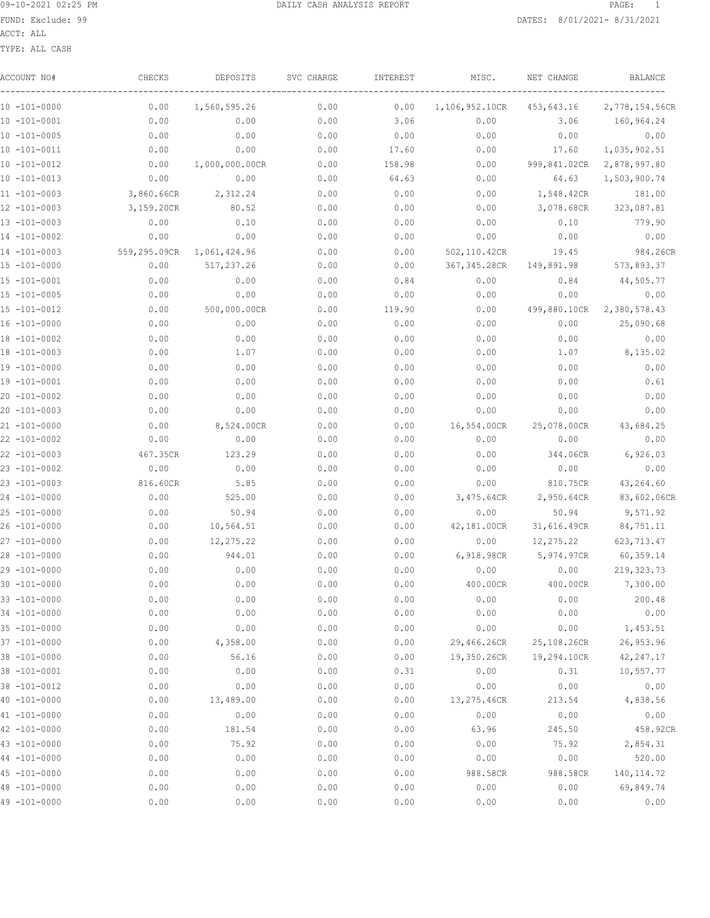DAILY CASH ANALYSIS REPORT

09-10-2021 02:25 PM

FUND: Exclude: 99

DATES: 8/01/2021- 8/31/2021

ACCT: ALL

TYPE: ALL CASH

| ACCOUNT NO# | CHECKS | DEPOSITS | SVC CHARGE | INTEREST | MISC. | NET CHANGE | BALANCE |
|---|---|---|---|---|---|---|---|
| 10 -101-0000 | 0.00 | 1,560,595.26 | 0.00 | 0.00 | 1,106,952.10CR | 453,643.16 | 2,778,154.56CR |
| 10 -101-0001 | 0.00 | 0.00 | 0.00 | 3.06 | 0.00 | 3.06 | 160,964.24 |
| 10 -101-0005 | 0.00 | 0.00 | 0.00 | 0.00 | 0.00 | 0.00 | 0.00 |
| 10 -101-0011 | 0.00 | 0.00 | 0.00 | 17.60 | 0.00 | 17.60 | 1,035,902.51 |
| 10 -101-0012 | 0.00 | 1,000,000.00CR | 0.00 | 158.98 | 0.00 | 999,841.02CR | 2,878,997.80 |
| 10 -101-0013 | 0.00 | 0.00 | 0.00 | 64.63 | 0.00 | 64.63 | 1,503,900.74 |
| 11 -101-0003 | 3,860.66CR | 2,312.24 | 0.00 | 0.00 | 0.00 | 1,548.42CR | 181.00 |
| 12 -101-0003 | 3,159.20CR | 80.52 | 0.00 | 0.00 | 0.00 | 3,078.68CR | 323,087.81 |
| 13 -101-0003 | 0.00 | 0.10 | 0.00 | 0.00 | 0.00 | 0.10 | 779.90 |
| 14 -101-0002 | 0.00 | 0.00 | 0.00 | 0.00 | 0.00 | 0.00 | 0.00 |
| 14 -101-0003 | 559,295.09CR | 1,061,424.96 | 0.00 | 0.00 | 502,110.42CR | 19.45 | 984.26CR |
| 15 -101-0000 | 0.00 | 517,237.26 | 0.00 | 0.00 | 367,345.28CR | 149,891.98 | 573,893.37 |
| 15 -101-0001 | 0.00 | 0.00 | 0.00 | 0.84 | 0.00 | 0.84 | 44,505.77 |
| 15 -101-0005 | 0.00 | 0.00 | 0.00 | 0.00 | 0.00 | 0.00 | 0.00 |
| 15 -101-0012 | 0.00 | 500,000.00CR | 0.00 | 119.90 | 0.00 | 499,880.10CR | 2,380,578.43 |
| 16 -101-0000 | 0.00 | 0.00 | 0.00 | 0.00 | 0.00 | 0.00 | 25,090.68 |
| 18 -101-0002 | 0.00 | 0.00 | 0.00 | 0.00 | 0.00 | 0.00 | 0.00 |
| 18 -101-0003 | 0.00 | 1.07 | 0.00 | 0.00 | 0.00 | 1.07 | 8,135.02 |
| 19 -101-0000 | 0.00 | 0.00 | 0.00 | 0.00 | 0.00 | 0.00 | 0.00 |
| 19 -101-0001 | 0.00 | 0.00 | 0.00 | 0.00 | 0.00 | 0.00 | 0.61 |
| 20 -101-0002 | 0.00 | 0.00 | 0.00 | 0.00 | 0.00 | 0.00 | 0.00 |
| 20 -101-0003 | 0.00 | 0.00 | 0.00 | 0.00 | 0.00 | 0.00 | 0.00 |
| 21 -101-0000 | 0.00 | 8,524.00CR | 0.00 | 0.00 | 16,554.00CR | 25,078.00CR | 43,684.25 |
| 22 -101-0002 | 0.00 | 0.00 | 0.00 | 0.00 | 0.00 | 0.00 | 0.00 |
| 22 -101-0003 | 467.35CR | 123.29 | 0.00 | 0.00 | 0.00 | 344.06CR | 6,926.03 |
| 23 -101-0002 | 0.00 | 0.00 | 0.00 | 0.00 | 0.00 | 0.00 | 0.00 |
| 23 -101-0003 | 816.60CR | 5.85 | 0.00 | 0.00 | 0.00 | 810.75CR | 43,264.60 |
| 24 -101-0000 | 0.00 | 525.00 | 0.00 | 0.00 | 3,475.64CR | 2,950.64CR | 83,602.06CR |
| 25 -101-0000 | 0.00 | 50.94 | 0.00 | 0.00 | 0.00 | 50.94 | 9,571.92 |
| 26 -101-0000 | 0.00 | 10,564.51 | 0.00 | 0.00 | 42,181.00CR | 31,616.49CR | 84,751.11 |
| 27 -101-0000 | 0.00 | 12,275.22 | 0.00 | 0.00 | 0.00 | 12,275.22 | 623,713.47 |
| 28 -101-0000 | 0.00 | 944.01 | 0.00 | 0.00 | 6,918.98CR | 5,974.97CR | 60,359.14 |
| 29 -101-0000 | 0.00 | 0.00 | 0.00 | 0.00 | 0.00 | 0.00 | 219,323.73 |
| 30 -101-0000 | 0.00 | 0.00 | 0.00 | 0.00 | 400.00CR | 400.00CR | 7,300.00 |
| 33 -101-0000 | 0.00 | 0.00 | 0.00 | 0.00 | 0.00 | 0.00 | 200.48 |
| 34 -101-0000 | 0.00 | 0.00 | 0.00 | 0.00 | 0.00 | 0.00 | 0.00 |
| 35 -101-0000 | 0.00 | 0.00 | 0.00 | 0.00 | 0.00 | 0.00 | 1,453.51 |
| 37 -101-0000 | 0.00 | 4,358.00 | 0.00 | 0.00 | 29,466.26CR | 25,108.26CR | 26,953.96 |
| 38 -101-0000 | 0.00 | 56.16 | 0.00 | 0.00 | 19,350.26CR | 19,294.10CR | 42,247.17 |
| 38 -101-0001 | 0.00 | 0.00 | 0.00 | 0.31 | 0.00 | 0.31 | 10,557.77 |
| 38 -101-0012 | 0.00 | 0.00 | 0.00 | 0.00 | 0.00 | 0.00 | 0.00 |
| 40 -101-0000 | 0.00 | 13,489.00 | 0.00 | 0.00 | 13,275.46CR | 213.54 | 4,838.56 |
| 41 -101-0000 | 0.00 | 0.00 | 0.00 | 0.00 | 0.00 | 0.00 | 0.00 |
| 42 -101-0000 | 0.00 | 181.54 | 0.00 | 0.00 | 63.96 | 245.50 | 458.92CR |
| 43 -101-0000 | 0.00 | 75.92 | 0.00 | 0.00 | 0.00 | 75.92 | 2,854.31 |
| 44 -101-0000 | 0.00 | 0.00 | 0.00 | 0.00 | 0.00 | 0.00 | 520.00 |
| 45 -101-0000 | 0.00 | 0.00 | 0.00 | 0.00 | 988.58CR | 988.58CR | 140,114.72 |
| 48 -101-0000 | 0.00 | 0.00 | 0.00 | 0.00 | 0.00 | 0.00 | 69,849.74 |
| 49 -101-0000 | 0.00 | 0.00 | 0.00 | 0.00 | 0.00 | 0.00 | 0.00 |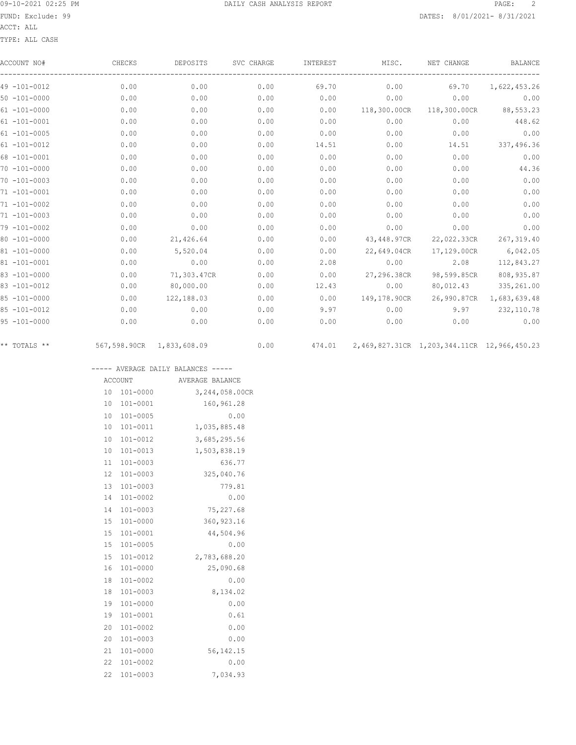DAILY CASH ANALYSIS REPORT

FUND: Exclude: 99

ACCT: ALL

TYPE: ALL CASH

DATES: 8/01/2021- 8/31/2021

| ACCOUNT NO# | CHECKS | DEPOSITS | SVC CHARGE | INTEREST | MISC. | NET CHANGE | BALANCE |
|---|---|---|---|---|---|---|---|
| 49 -101-0012 | 0.00 | 0.00 | 0.00 | 69.70 | 0.00 | 69.70 | 1,622,453.26 |
| 50 -101-0000 | 0.00 | 0.00 | 0.00 | 0.00 | 0.00 | 0.00 | 0.00 |
| 61 -101-0000 | 0.00 | 0.00 | 0.00 | 0.00 | 118,300.00CR | 118,300.00CR | 88,553.23 |
| 61 -101-0001 | 0.00 | 0.00 | 0.00 | 0.00 | 0.00 | 0.00 | 448.62 |
| 61 -101-0005 | 0.00 | 0.00 | 0.00 | 0.00 | 0.00 | 0.00 | 0.00 |
| 61 -101-0012 | 0.00 | 0.00 | 0.00 | 14.51 | 0.00 | 14.51 | 337,496.36 |
| 68 -101-0001 | 0.00 | 0.00 | 0.00 | 0.00 | 0.00 | 0.00 | 0.00 |
| 70 -101-0000 | 0.00 | 0.00 | 0.00 | 0.00 | 0.00 | 0.00 | 44.36 |
| 70 -101-0003 | 0.00 | 0.00 | 0.00 | 0.00 | 0.00 | 0.00 | 0.00 |
| 71 -101-0001 | 0.00 | 0.00 | 0.00 | 0.00 | 0.00 | 0.00 | 0.00 |
| 71 -101-0002 | 0.00 | 0.00 | 0.00 | 0.00 | 0.00 | 0.00 | 0.00 |
| 71 -101-0003 | 0.00 | 0.00 | 0.00 | 0.00 | 0.00 | 0.00 | 0.00 |
| 79 -101-0002 | 0.00 | 0.00 | 0.00 | 0.00 | 0.00 | 0.00 | 0.00 |
| 80 -101-0000 | 0.00 | 21,426.64 | 0.00 | 0.00 | 43,448.97CR | 22,022.33CR | 267,319.40 |
| 81 -101-0000 | 0.00 | 5,520.04 | 0.00 | 0.00 | 22,649.04CR | 17,129.00CR | 6,042.05 |
| 81 -101-0001 | 0.00 | 0.00 | 0.00 | 2.08 | 0.00 | 2.08 | 112,843.27 |
| 83 -101-0000 | 0.00 | 71,303.47CR | 0.00 | 0.00 | 27,296.38CR | 98,599.85CR | 808,935.87 |
| 83 -101-0012 | 0.00 | 80,000.00 | 0.00 | 12.43 | 0.00 | 80,012.43 | 335,261.00 |
| 85 -101-0000 | 0.00 | 122,188.03 | 0.00 | 0.00 | 149,178.90CR | 26,990.87CR | 1,683,639.48 |
| 85 -101-0012 | 0.00 | 0.00 | 0.00 | 9.97 | 0.00 | 9.97 | 232,110.78 |
| 95 -101-0000 | 0.00 | 0.00 | 0.00 | 0.00 | 0.00 | 0.00 | 0.00 |
| ** TOTALS ** | 567,598.90CR | 1,833,608.09 | 0.00 | 474.01 | 2,469,827.31CR | 1,203,344.11CR | 12,966,450.23 |

----- AVERAGE DAILY BALANCES -----

| ACCOUNT | | AVERAGE BALANCE |
|---|---|---|
| 10 | 101-0000 | 3,244,058.00CR |
| 10 | 101-0001 | 160,961.28 |
| 10 | 101-0005 | 0.00 |
| 10 | 101-0011 | 1,035,885.48 |
| 10 | 101-0012 | 3,685,295.56 |
| 10 | 101-0013 | 1,503,838.19 |
| 11 | 101-0003 | 636.77 |
| 12 | 101-0003 | 325,040.76 |
| 13 | 101-0003 | 779.81 |
| 14 | 101-0002 | 0.00 |
| 14 | 101-0003 | 75,227.68 |
| 15 | 101-0000 | 360,923.16 |
| 15 | 101-0001 | 44,504.96 |
| 15 | 101-0005 | 0.00 |
| 15 | 101-0012 | 2,783,688.20 |
| 16 | 101-0000 | 25,090.68 |
| 18 | 101-0002 | 0.00 |
| 18 | 101-0003 | 8,134.02 |
| 19 | 101-0000 | 0.00 |
| 19 | 101-0001 | 0.61 |
| 20 | 101-0002 | 0.00 |
| 20 | 101-0003 | 0.00 |
| 21 | 101-0000 | 56,142.15 |
| 22 | 101-0002 | 0.00 |
| 22 | 101-0003 | 7,034.93 |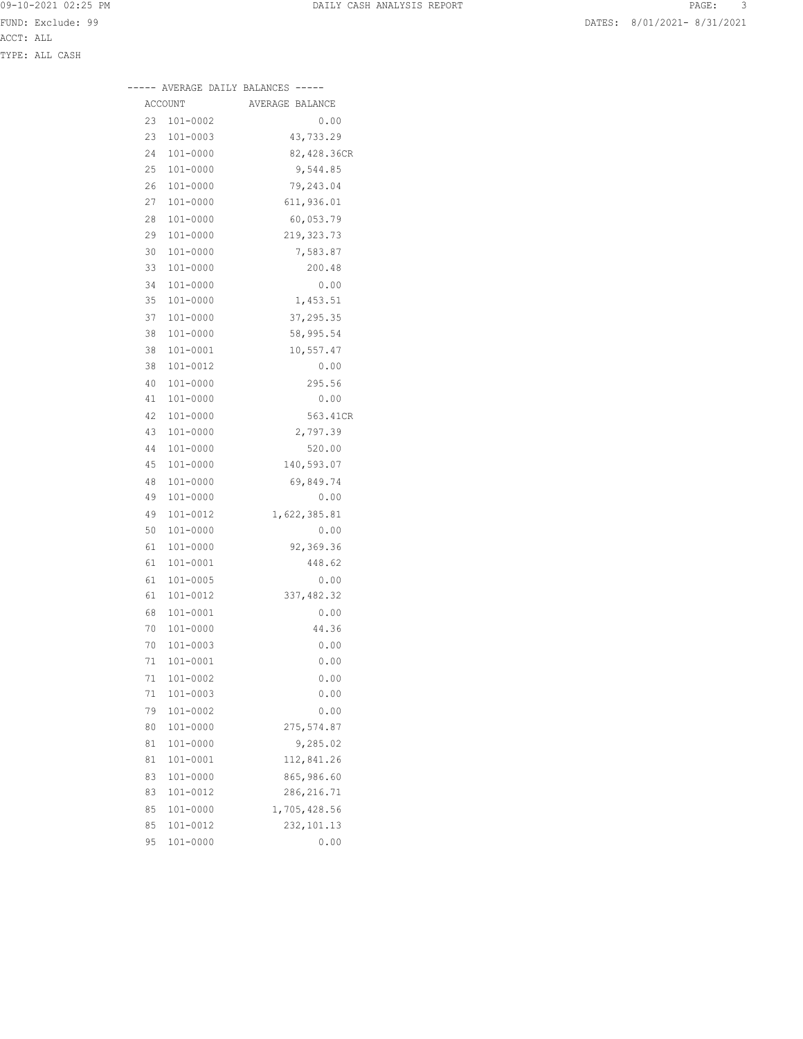FUND: Exclude: 99

ACCT: ALL

TYPE: ALL CASH

----- AVERAGE DAILY BALANCES -----

| ACCOUNT | | AVERAGE BALANCE |
|---|---|---|
| 23 | 101-0002 | 0.00 |
| 23 | 101-0003 | 43,733.29 |
| 24 | 101-0000 | 82,428.36CR |
| 25 | 101-0000 | 9,544.85 |
| 26 | 101-0000 | 79,243.04 |
| 27 | 101-0000 | 611,936.01 |
| 28 | 101-0000 | 60,053.79 |
| 29 | 101-0000 | 219,323.73 |
| 30 | 101-0000 | 7,583.87 |
| 33 | 101-0000 | 200.48 |
| 34 | 101-0000 | 0.00 |
| 35 | 101-0000 | 1,453.51 |
| 37 | 101-0000 | 37,295.35 |
| 38 | 101-0000 | 58,995.54 |
| 38 | 101-0001 | 10,557.47 |
| 38 | 101-0012 | 0.00 |
| 40 | 101-0000 | 295.56 |
| 41 | 101-0000 | 0.00 |
| 42 | 101-0000 | 563.41CR |
| 43 | 101-0000 | 2,797.39 |
| 44 | 101-0000 | 520.00 |
| 45 | 101-0000 | 140,593.07 |
| 48 | 101-0000 | 69,849.74 |
| 49 | 101-0000 | 0.00 |
| 49 | 101-0012 | 1,622,385.81 |
| 50 | 101-0000 | 0.00 |
| 61 | 101-0000 | 92,369.36 |
| 61 | 101-0001 | 448.62 |
| 61 | 101-0005 | 0.00 |
| 61 | 101-0012 | 337,482.32 |
| 68 | 101-0001 | 0.00 |
| 70 | 101-0000 | 44.36 |
| 70 | 101-0003 | 0.00 |
| 71 | 101-0001 | 0.00 |
| 71 | 101-0002 | 0.00 |
| 71 | 101-0003 | 0.00 |
| 79 | 101-0002 | 0.00 |
| 80 | 101-0000 | 275,574.87 |
| 81 | 101-0000 | 9,285.02 |
| 81 | 101-0001 | 112,841.26 |
| 83 | 101-0000 | 865,986.60 |
| 83 | 101-0012 | 286,216.71 |
| 85 | 101-0000 | 1,705,428.56 |
| 85 | 101-0012 | 232,101.13 |
| 95 | 101-0000 | 0.00 |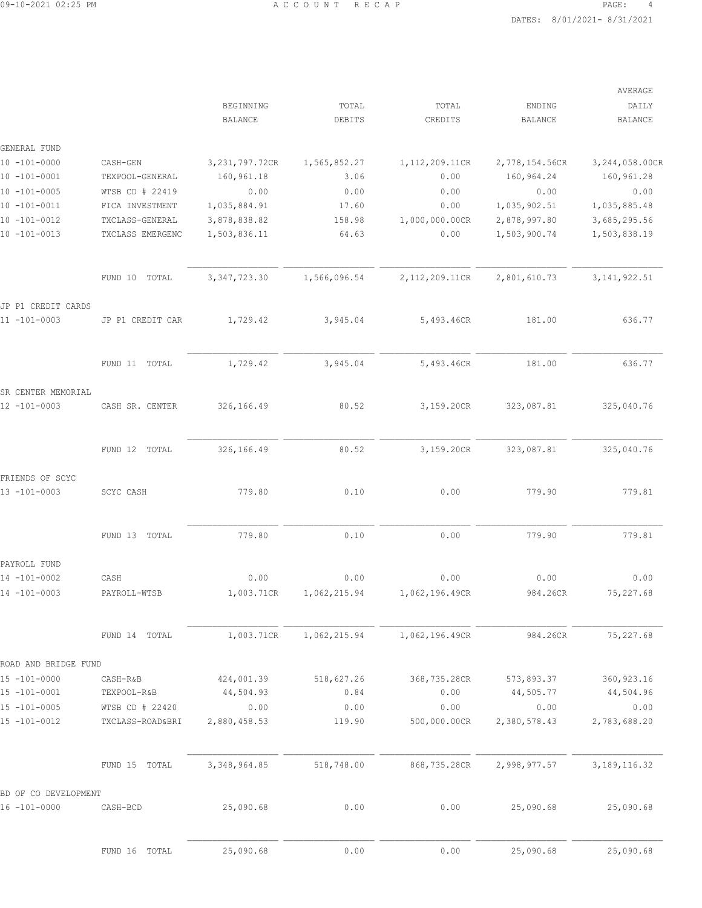| | | BEGINNING BALANCE | TOTAL DEBITS | TOTAL CREDITS | ENDING BALANCE | AVERAGE DAILY BALANCE |
|---|---|---|---|---|---|---|
| GENERAL FUND | | | | | | |
| 10 -101-0000 | CASH-GEN | 3,231,797.72CR | 1,565,852.27 | 1,112,209.11CR | 2,778,154.56CR | 3,244,058.00CR |
| 10 -101-0001 | TEXPOOL-GENERAL | 160,961.18 | 3.06 | 0.00 | 160,964.24 | 160,961.28 |
| 10 -101-0005 | WTSB CD # 22419 | 0.00 | 0.00 | 0.00 | 0.00 | 0.00 |
| 10 -101-0011 | FICA INVESTMENT | 1,035,884.91 | 17.60 | 0.00 | 1,035,902.51 | 1,035,885.48 |
| 10 -101-0012 | TXCLASS-GENERAL | 3,878,838.82 | 158.98 | 1,000,000.00CR | 2,878,997.80 | 3,685,295.56 |
| 10 -101-0013 | TXCLASS EMERGENC | 1,503,836.11 | 64.63 | 0.00 | 1,503,900.74 | 1,503,838.19 |
| | FUND 10 TOTAL | 3,347,723.30 | 1,566,096.54 | 2,112,209.11CR | 2,801,610.73 | 3,141,922.51 |
| JP P1 CREDIT CARDS | | | | | | |
| 11 -101-0003 | JP P1 CREDIT CAR | 1,729.42 | 3,945.04 | 5,493.46CR | 181.00 | 636.77 |
| | FUND 11 TOTAL | 1,729.42 | 3,945.04 | 5,493.46CR | 181.00 | 636.77 |
| SR CENTER MEMORIAL | | | | | | |
| 12 -101-0003 | CASH SR. CENTER | 326,166.49 | 80.52 | 3,159.20CR | 323,087.81 | 325,040.76 |
| | FUND 12 TOTAL | 326,166.49 | 80.52 | 3,159.20CR | 323,087.81 | 325,040.76 |
| FRIENDS OF SCYC | | | | | | |
| 13 -101-0003 | SCYC CASH | 779.80 | 0.10 | 0.00 | 779.90 | 779.81 |
| | FUND 13 TOTAL | 779.80 | 0.10 | 0.00 | 779.90 | 779.81 |
| PAYROLL FUND | | | | | | |
| 14 -101-0002 | CASH | 0.00 | 0.00 | 0.00 | 0.00 | 0.00 |
| 14 -101-0003 | PAYROLL-WTSB | 1,003.71CR | 1,062,215.94 | 1,062,196.49CR | 984.26CR | 75,227.68 |
| | FUND 14 TOTAL | 1,003.71CR | 1,062,215.94 | 1,062,196.49CR | 984.26CR | 75,227.68 |
| ROAD AND BRIDGE FUND | | | | | | |
| 15 -101-0000 | CASH-R&B | 424,001.39 | 518,627.26 | 368,735.28CR | 573,893.37 | 360,923.16 |
| 15 -101-0001 | TEXPOOL-R&B | 44,504.93 | 0.84 | 0.00 | 44,505.77 | 44,504.96 |
| 15 -101-0005 | WTSB CD # 22420 | 0.00 | 0.00 | 0.00 | 0.00 | 0.00 |
| 15 -101-0012 | TXCLASS-ROAD&BRI | 2,880,458.53 | 119.90 | 500,000.00CR | 2,380,578.43 | 2,783,688.20 |
| | FUND 15 TOTAL | 3,348,964.85 | 518,748.00 | 868,735.28CR | 2,998,977.57 | 3,189,116.32 |
| BD OF CO DEVELOPMENT | | | | | | |
| 16 -101-0000 | CASH-BCD | 25,090.68 | 0.00 | 0.00 | 25,090.68 | 25,090.68 |
| | FUND 16 TOTAL | 25,090.68 | 0.00 | 0.00 | 25,090.68 | 25,090.68 |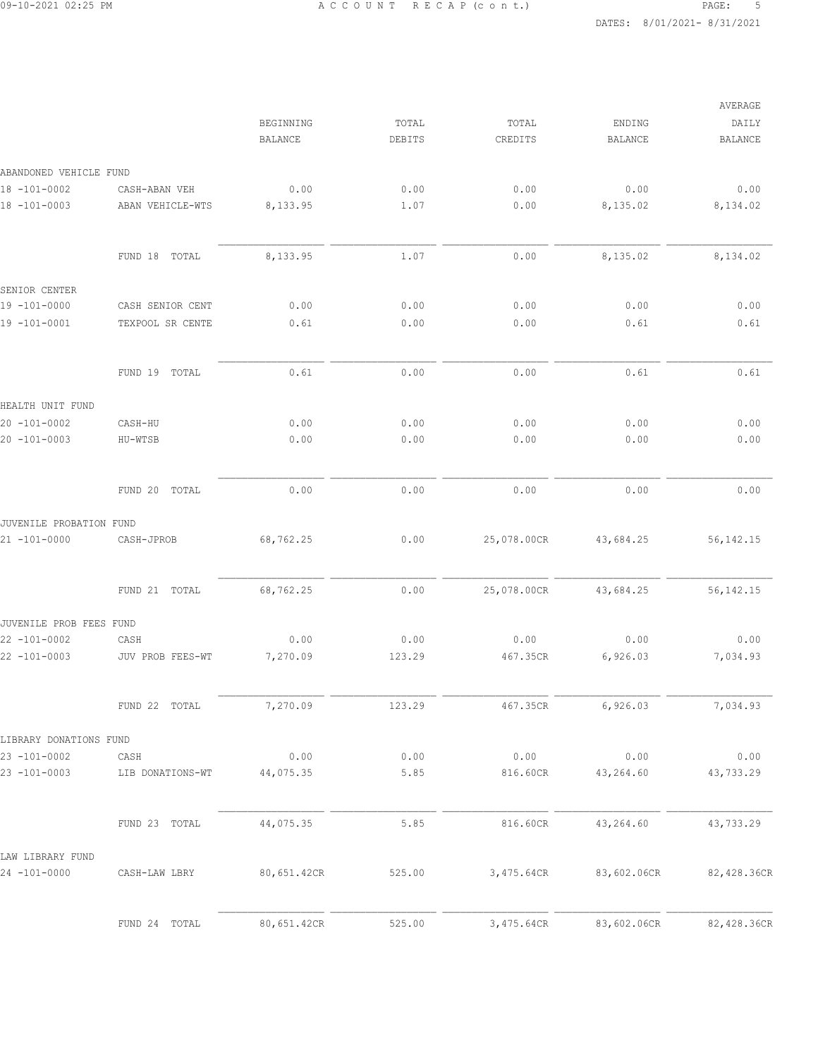ACCOUNT RECAP (cont.)

DATES: 8/01/2021- 8/31/2021

| | | BEGINNING BALANCE | TOTAL DEBITS | TOTAL CREDITS | ENDING BALANCE | AVERAGE DAILY BALANCE |
|---|---|---|---|---|---|---|
| ABANDONED VEHICLE FUND | | | | | | |
| 18 -101-0002 | CASH-ABAN VEH | 0.00 | 0.00 | 0.00 | 0.00 | 0.00 |
| 18 -101-0003 | ABAN VEHICLE-WTS | 8,133.95 | 1.07 | 0.00 | 8,135.02 | 8,134.02 |
| | FUND 18 TOTAL | 8,133.95 | 1.07 | 0.00 | 8,135.02 | 8,134.02 |
| SENIOR CENTER | | | | | | |
| 19 -101-0000 | CASH SENIOR CENT | 0.00 | 0.00 | 0.00 | 0.00 | 0.00 |
| 19 -101-0001 | TEXPOOL SR CENTE | 0.61 | 0.00 | 0.00 | 0.61 | 0.61 |
| | FUND 19 TOTAL | 0.61 | 0.00 | 0.00 | 0.61 | 0.61 |
| HEALTH UNIT FUND | | | | | | |
| 20 -101-0002 | CASH-HU | 0.00 | 0.00 | 0.00 | 0.00 | 0.00 |
| 20 -101-0003 | HU-WTSB | 0.00 | 0.00 | 0.00 | 0.00 | 0.00 |
| | FUND 20 TOTAL | 0.00 | 0.00 | 0.00 | 0.00 | 0.00 |
| JUVENILE PROBATION FUND | | | | | | |
| 21 -101-0000 | CASH-JPROB | 68,762.25 | 0.00 | 25,078.00CR | 43,684.25 | 56,142.15 |
| | FUND 21 TOTAL | 68,762.25 | 0.00 | 25,078.00CR | 43,684.25 | 56,142.15 |
| JUVENILE PROB FEES FUND | | | | | | |
| 22 -101-0002 | CASH | 0.00 | 0.00 | 0.00 | 0.00 | 0.00 |
| 22 -101-0003 | JUV PROB FEES-WT | 7,270.09 | 123.29 | 467.35CR | 6,926.03 | 7,034.93 |
| | FUND 22 TOTAL | 7,270.09 | 123.29 | 467.35CR | 6,926.03 | 7,034.93 |
| LIBRARY DONATIONS FUND | | | | | | |
| 23 -101-0002 | CASH | 0.00 | 0.00 | 0.00 | 0.00 | 0.00 |
| 23 -101-0003 | LIB DONATIONS-WT | 44,075.35 | 5.85 | 816.60CR | 43,264.60 | 43,733.29 |
| | FUND 23 TOTAL | 44,075.35 | 5.85 | 816.60CR | 43,264.60 | 43,733.29 |
| LAW LIBRARY FUND | | | | | | |
| 24 -101-0000 | CASH-LAW LBRY | 80,651.42CR | 525.00 | 3,475.64CR | 83,602.06CR | 82,428.36CR |
| | FUND 24 TOTAL | 80,651.42CR | 525.00 | 3,475.64CR | 83,602.06CR | 82,428.36CR |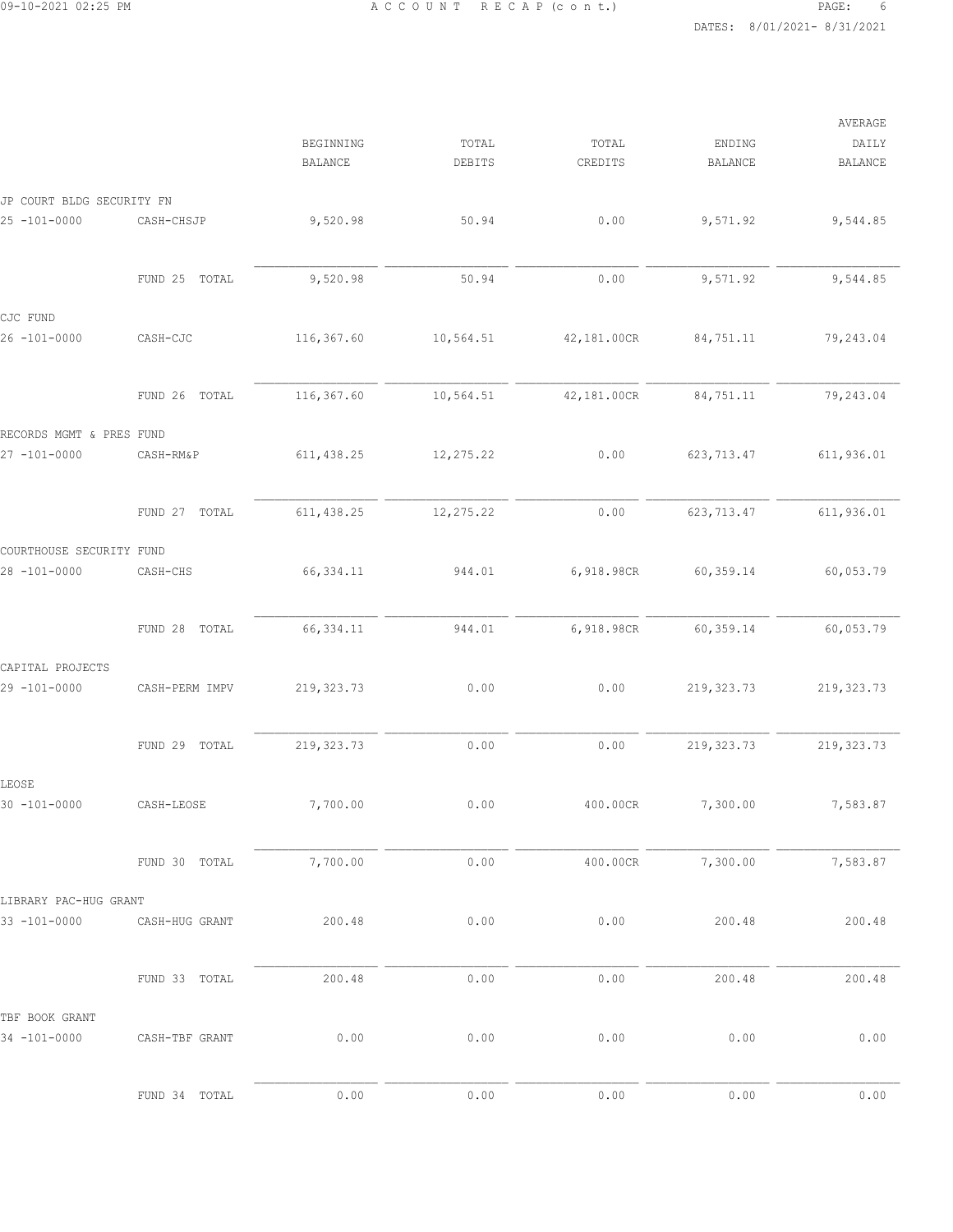# ACCOUNT RECAP (cont.)

DATES: 8/01/2021- 8/31/2021

| | | BEGINNING BALANCE | TOTAL DEBITS | TOTAL CREDITS | ENDING BALANCE | AVERAGE DAILY BALANCE |
|---|---|---|---|---|---|---|
| **JP COURT BLDG SECURITY FN** | | | | | | |
| 25 -101-0000 | CASH-CHSJP | 9,520.98 | 50.94 | 0.00 | 9,571.92 | 9,544.85 |
| | FUND 25 TOTAL | 9,520.98 | 50.94 | 0.00 | 9,571.92 | 9,544.85 |
| **CJC FUND** | | | | | | |
| 26 -101-0000 | CASH-CJC | 116,367.60 | 10,564.51 | 42,181.00CR | 84,751.11 | 79,243.04 |
| | FUND 26 TOTAL | 116,367.60 | 10,564.51 | 42,181.00CR | 84,751.11 | 79,243.04 |
| **RECORDS MGMT & PRES FUND** | | | | | | |
| 27 -101-0000 | CASH-RM&P | 611,438.25 | 12,275.22 | 0.00 | 623,713.47 | 611,936.01 |
| | FUND 27 TOTAL | 611,438.25 | 12,275.22 | 0.00 | 623,713.47 | 611,936.01 |
| **COURTHOUSE SECURITY FUND** | | | | | | |
| 28 -101-0000 | CASH-CHS | 66,334.11 | 944.01 | 6,918.98CR | 60,359.14 | 60,053.79 |
| | FUND 28 TOTAL | 66,334.11 | 944.01 | 6,918.98CR | 60,359.14 | 60,053.79 |
| **CAPITAL PROJECTS** | | | | | | |
| 29 -101-0000 | CASH-PERM IMPV | 219,323.73 | 0.00 | 0.00 | 219,323.73 | 219,323.73 |
| | FUND 29 TOTAL | 219,323.73 | 0.00 | 0.00 | 219,323.73 | 219,323.73 |
| **LEOSE** | | | | | | |
| 30 -101-0000 | CASH-LEOSE | 7,700.00 | 0.00 | 400.00CR | 7,300.00 | 7,583.87 |
| | FUND 30 TOTAL | 7,700.00 | 0.00 | 400.00CR | 7,300.00 | 7,583.87 |
| **LIBRARY PAC-HUG GRANT** | | | | | | |
| 33 -101-0000 | CASH-HUG GRANT | 200.48 | 0.00 | 0.00 | 200.48 | 200.48 |
| | FUND 33 TOTAL | 200.48 | 0.00 | 0.00 | 200.48 | 200.48 |
| **TBF BOOK GRANT** | | | | | | |
| 34 -101-0000 | CASH-TBF GRANT | 0.00 | 0.00 | 0.00 | 0.00 | 0.00 |
| | FUND 34 TOTAL | 0.00 | 0.00 | 0.00 | 0.00 | 0.00 |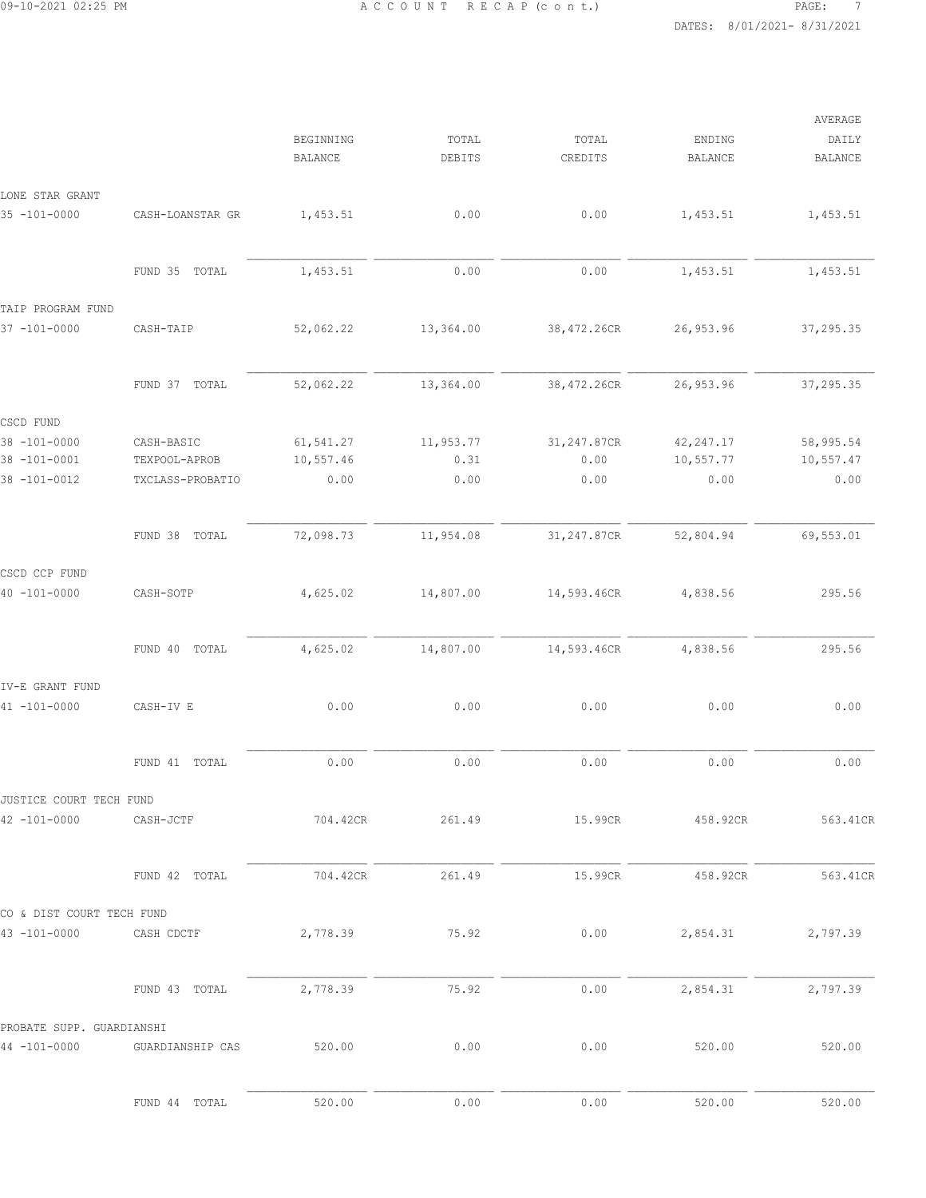| | | BEGINNING BALANCE | TOTAL DEBITS | TOTAL CREDITS | ENDING BALANCE | AVERAGE DAILY BALANCE |
|---|---|---|---|---|---|---|
| LONE STAR GRANT | | | | | | |
| 35 -101-0000 | CASH-LOANSTAR GR | 1,453.51 | 0.00 | 0.00 | 1,453.51 | 1,453.51 |
| | FUND 35 TOTAL | 1,453.51 | 0.00 | 0.00 | 1,453.51 | 1,453.51 |
| TAIP PROGRAM FUND | | | | | | |
| 37 -101-0000 | CASH-TAIP | 52,062.22 | 13,364.00 | 38,472.26CR | 26,953.96 | 37,295.35 |
| | FUND 37 TOTAL | 52,062.22 | 13,364.00 | 38,472.26CR | 26,953.96 | 37,295.35 |
| CSCD FUND | | | | | | |
| 38 -101-0000 | CASH-BASIC | 61,541.27 | 11,953.77 | 31,247.87CR | 42,247.17 | 58,995.54 |
| 38 -101-0001 | TEXPOOL-APROB | 10,557.46 | 0.31 | 0.00 | 10,557.77 | 10,557.47 |
| 38 -101-0012 | TXCLASS-PROBATIO | 0.00 | 0.00 | 0.00 | 0.00 | 0.00 |
| | FUND 38 TOTAL | 72,098.73 | 11,954.08 | 31,247.87CR | 52,804.94 | 69,553.01 |
| CSCD CCP FUND | | | | | | |
| 40 -101-0000 | CASH-SOTP | 4,625.02 | 14,807.00 | 14,593.46CR | 4,838.56 | 295.56 |
| | FUND 40 TOTAL | 4,625.02 | 14,807.00 | 14,593.46CR | 4,838.56 | 295.56 |
| IV-E GRANT FUND | | | | | | |
| 41 -101-0000 | CASH-IV E | 0.00 | 0.00 | 0.00 | 0.00 | 0.00 |
| | FUND 41 TOTAL | 0.00 | 0.00 | 0.00 | 0.00 | 0.00 |
| JUSTICE COURT TECH FUND | | | | | | |
| 42 -101-0000 | CASH-JCTF | 704.42CR | 261.49 | 15.99CR | 458.92CR | 563.41CR |
| | FUND 42 TOTAL | 704.42CR | 261.49 | 15.99CR | 458.92CR | 563.41CR |
| CO & DIST COURT TECH FUND | | | | | | |
| 43 -101-0000 | CASH CDCTF | 2,778.39 | 75.92 | 0.00 | 2,854.31 | 2,797.39 |
| | FUND 43 TOTAL | 2,778.39 | 75.92 | 0.00 | 2,854.31 | 2,797.39 |
| PROBATE SUPP. GUARDIANSHI | | | | | | |
| 44 -101-0000 | GUARDIANSHIP CAS | 520.00 | 0.00 | 0.00 | 520.00 | 520.00 |
| | FUND 44 TOTAL | 520.00 | 0.00 | 0.00 | 520.00 | 520.00 |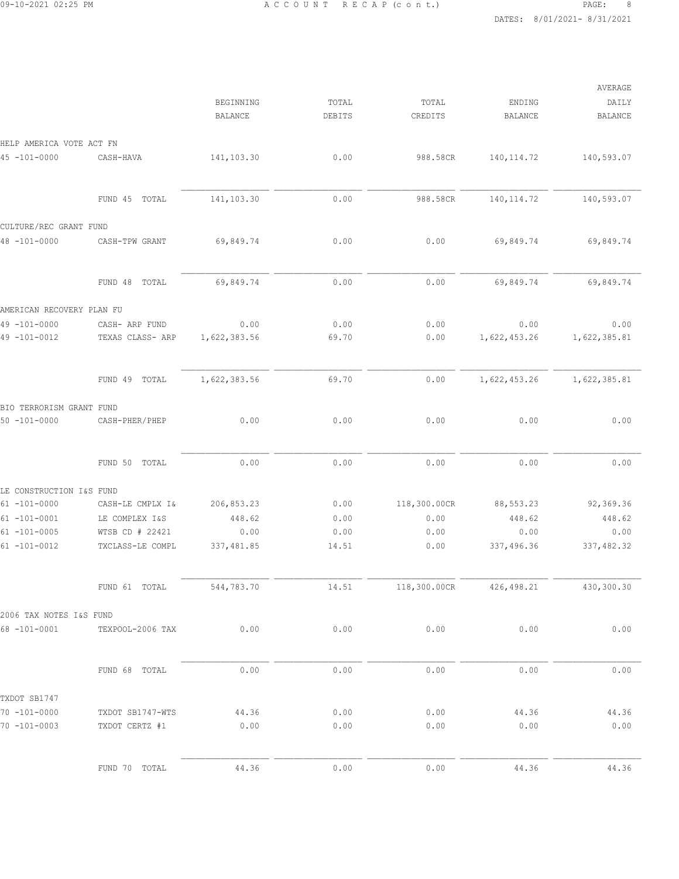# ACCOUNT RECAP (cont.)

DATES: 8/01/2021- 8/31/2021

| | | BEGINNING BALANCE | TOTAL DEBITS | TOTAL CREDITS | ENDING BALANCE | AVERAGE DAILY BALANCE |
|---|---|---|---|---|---|---|
| **HELP AMERICA VOTE ACT FN** | | | | | | |
| 45 -101-0000 | CASH-HAVA | 141,103.30 | 0.00 | 988.58CR | 140,114.72 | 140,593.07 |
| | FUND 45 TOTAL | 141,103.30 | 0.00 | 988.58CR | 140,114.72 | 140,593.07 |
| **CULTURE/REC GRANT FUND** | | | | | | |
| 48 -101-0000 | CASH-TPW GRANT | 69,849.74 | 0.00 | 0.00 | 69,849.74 | 69,849.74 |
| | FUND 48 TOTAL | 69,849.74 | 0.00 | 0.00 | 69,849.74 | 69,849.74 |
| **AMERICAN RECOVERY PLAN FU** | | | | | | |
| 49 -101-0000 | CASH- ARP FUND | 0.00 | 0.00 | 0.00 | 0.00 | 0.00 |
| 49 -101-0012 | TEXAS CLASS- ARP | 1,622,383.56 | 69.70 | 0.00 | 1,622,453.26 | 1,622,385.81 |
| | FUND 49 TOTAL | 1,622,383.56 | 69.70 | 0.00 | 1,622,453.26 | 1,622,385.81 |
| **BIO TERRORISM GRANT FUND** | | | | | | |
| 50 -101-0000 | CASH-PHER/PHEP | 0.00 | 0.00 | 0.00 | 0.00 | 0.00 |
| | FUND 50 TOTAL | 0.00 | 0.00 | 0.00 | 0.00 | 0.00 |
| **LE CONSTRUCTION I&S FUND** | | | | | | |
| 61 -101-0000 | CASH-LE CMPLX I& | 206,853.23 | 0.00 | 118,300.00CR | 88,553.23 | 92,369.36 |
| 61 -101-0001 | LE COMPLEX I&S | 448.62 | 0.00 | 0.00 | 448.62 | 448.62 |
| 61 -101-0005 | WTSB CD # 22421 | 0.00 | 0.00 | 0.00 | 0.00 | 0.00 |
| 61 -101-0012 | TXCLASS-LE COMPL | 337,481.85 | 14.51 | 0.00 | 337,496.36 | 337,482.32 |
| | FUND 61 TOTAL | 544,783.70 | 14.51 | 118,300.00CR | 426,498.21 | 430,300.30 |
| **2006 TAX NOTES I&S FUND** | | | | | | |
| 68 -101-0001 | TEXPOOL-2006 TAX | 0.00 | 0.00 | 0.00 | 0.00 | 0.00 |
| | FUND 68 TOTAL | 0.00 | 0.00 | 0.00 | 0.00 | 0.00 |
| **TXDOT SB1747** | | | | | | |
| 70 -101-0000 | TXDOT SB1747-WTS | 44.36 | 0.00 | 0.00 | 44.36 | 44.36 |
| 70 -101-0003 | TXDOT CERTZ #1 | 0.00 | 0.00 | 0.00 | 0.00 | 0.00 |
| | FUND 70 TOTAL | 44.36 | 0.00 | 0.00 | 44.36 | 44.36 |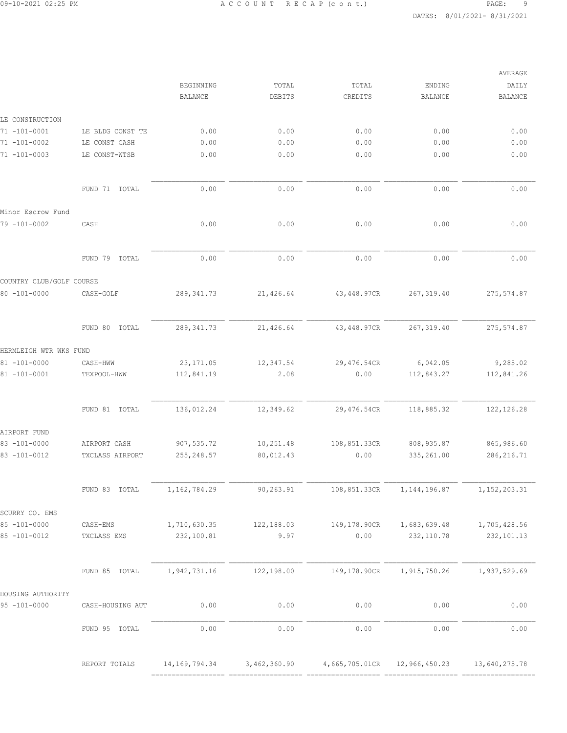| | | BEGINNING BALANCE | TOTAL DEBITS | TOTAL CREDITS | ENDING BALANCE | AVERAGE DAILY BALANCE |
|---|---|---|---|---|---|---|
| LE CONSTRUCTION | | | | | | |
| 71 -101-0001 | LE BLDG CONST TE | 0.00 | 0.00 | 0.00 | 0.00 | 0.00 |
| 71 -101-0002 | LE CONST CASH | 0.00 | 0.00 | 0.00 | 0.00 | 0.00 |
| 71 -101-0003 | LE CONST-WTSB | 0.00 | 0.00 | 0.00 | 0.00 | 0.00 |
| | FUND 71 TOTAL | 0.00 | 0.00 | 0.00 | 0.00 | 0.00 |
| Minor Escrow Fund | | | | | | |
| 79 -101-0002 | CASH | 0.00 | 0.00 | 0.00 | 0.00 | 0.00 |
| | FUND 79 TOTAL | 0.00 | 0.00 | 0.00 | 0.00 | 0.00 |
| COUNTRY CLUB/GOLF COURSE | | | | | | |
| 80 -101-0000 | CASH-GOLF | 289,341.73 | 21,426.64 | 43,448.97CR | 267,319.40 | 275,574.87 |
| | FUND 80 TOTAL | 289,341.73 | 21,426.64 | 43,448.97CR | 267,319.40 | 275,574.87 |
| HERMLEIGH WTR WKS FUND | | | | | | |
| 81 -101-0000 | CASH-HWW | 23,171.05 | 12,347.54 | 29,476.54CR | 6,042.05 | 9,285.02 |
| 81 -101-0001 | TEXPOOL-HWW | 112,841.19 | 2.08 | 0.00 | 112,843.27 | 112,841.26 |
| | FUND 81 TOTAL | 136,012.24 | 12,349.62 | 29,476.54CR | 118,885.32 | 122,126.28 |
| AIRPORT FUND | | | | | | |
| 83 -101-0000 | AIRPORT CASH | 907,535.72 | 10,251.48 | 108,851.33CR | 808,935.87 | 865,986.60 |
| 83 -101-0012 | TXCLASS AIRPORT | 255,248.57 | 80,012.43 | 0.00 | 335,261.00 | 286,216.71 |
| | FUND 83 TOTAL | 1,162,784.29 | 90,263.91 | 108,851.33CR | 1,144,196.87 | 1,152,203.31 |
| SCURRY CO. EMS | | | | | | |
| 85 -101-0000 | CASH-EMS | 1,710,630.35 | 122,188.03 | 149,178.90CR | 1,683,639.48 | 1,705,428.56 |
| 85 -101-0012 | TXCLASS EMS | 232,100.81 | 9.97 | 0.00 | 232,110.78 | 232,101.13 |
| | FUND 85 TOTAL | 1,942,731.16 | 122,198.00 | 149,178.90CR | 1,915,750.26 | 1,937,529.69 |
| HOUSING AUTHORITY | | | | | | |
| 95 -101-0000 | CASH-HOUSING AUT | 0.00 | 0.00 | 0.00 | 0.00 | 0.00 |
| | FUND 95 TOTAL | 0.00 | 0.00 | 0.00 | 0.00 | 0.00 |
| | REPORT TOTALS | 14,169,794.34 | 3,462,360.90 | 4,665,705.01CR | 12,966,450.23 | 13,640,275.78 |